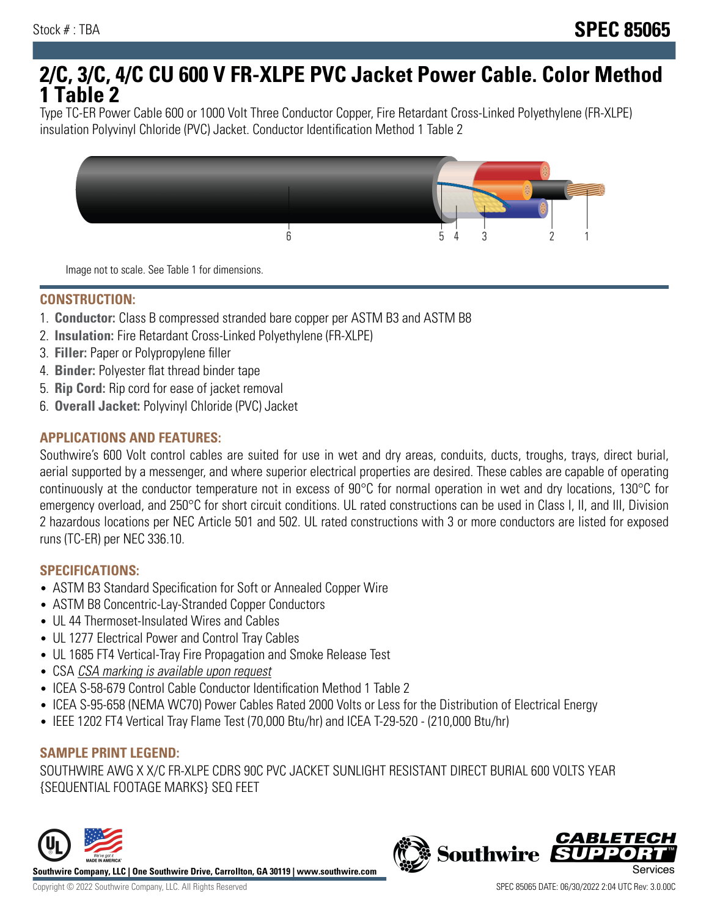Stock # : TBA

**SPEC 85065**

# 2/C, 3/C, 4/C CU 600 V FR-XLPE PVC Jacket Power Cable. Color Method 1 Table 2

Type TC-ER Power Cable 600 or 1000 Volt Three Conductor Copper, Fire Retardant Cross-Linked Polyethylene (FR-XLPE) insulation Polyvinyl Chloride (PVC) Jacket. Conductor Identification Method 1 Table 2

Image not to scale. See Table 1 for dimensions.

## CONSTRUCTION:

1. **Conductor:** Class B compressed stranded bare copper per ASTM B3 and ASTM B8
2. **Insulation:** Fire Retardant Cross-Linked Polyethylene (FR-XLPE)
3. **Filler:** Paper or Polypropylene filler
4. **Binder:** Polyester flat thread binder tape
5. **Rip Cord:** Rip cord for ease of jacket removal
6. **Overall Jacket:** Polyvinyl Chloride (PVC) Jacket

## APPLICATIONS AND FEATURES:

Southwire's 600 Volt control cables are suited for use in wet and dry areas, conduits, ducts, troughs, trays, direct burial, aerial supported by a messenger, and where superior electrical properties are desired. These cables are capable of operating continuously at the conductor temperature not in excess of 90°C for normal operation in wet and dry locations, 130°C for emergency overload, and 250°C for short circuit conditions. UL rated constructions can be used in Class I, II, and III, Division 2 hazardous locations per NEC Article 501 and 502. UL rated constructions with 3 or more conductors are listed for exposed runs (TC-ER) per NEC 336.10.

## SPECIFICATIONS:

- ASTM B3 Standard Specification for Soft or Annealed Copper Wire
- ASTM B8 Concentric-Lay-Stranded Copper Conductors
- UL 44 Thermoset-Insulated Wires and Cables
- UL 1277 Electrical Power and Control Tray Cables
- UL 1685 FT4 Vertical-Tray Fire Propagation and Smoke Release Test
- CSA *CSA marking is available upon request*
- ICEA S-58-679 Control Cable Conductor Identification Method 1 Table 2
- ICEA S-95-658 (NEMA WC70) Power Cables Rated 2000 Volts or Less for the Distribution of Electrical Energy
- IEEE 1202 FT4 Vertical Tray Flame Test (70,000 Btu/hr) and ICEA T-29-520 - (210,000 Btu/hr)

## SAMPLE PRINT LEGEND:

SOUTHWIRE AWG X X/C FR-XLPE CDRS 90C PVC JACKET SUNLIGHT RESISTANT DIRECT BURIAL 600 VOLTS YEAR {SEQUENTIAL FOOTAGE MARKS} SEQ FEET

**Southwire Company, LLC | One Southwire Drive, Carrollton, GA 30119 | www.southwire.com**

Copyright © 2022 Southwire Company, LLC. All Rights Reserved

SPEC 85065 DATE: 06/30/2022 2:04 UTC Rev: 3.0.00C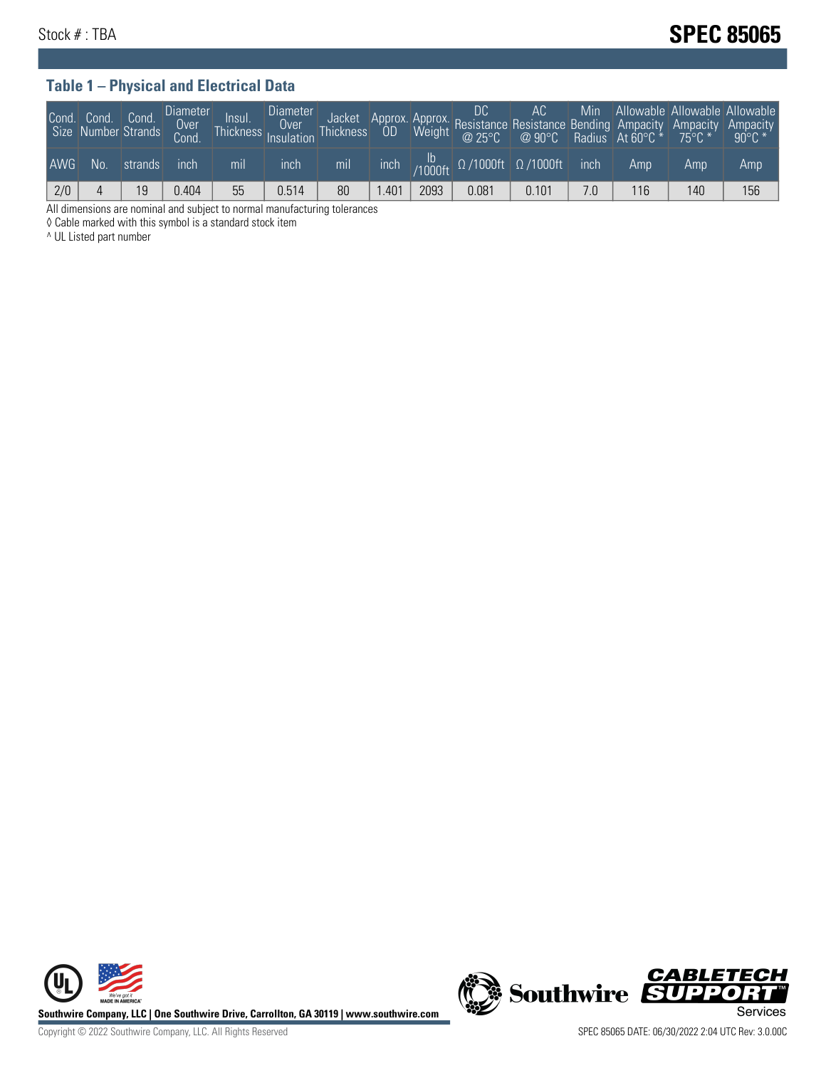### Table 1 – Physical and Electrical Data

| Cond. Size | Cond. Number | Cond. Strands | Diameter Over Cond. | Insul. Thickness | Diameter Over Insulation | Jacket Thickness | Approx. OD | Approx. Weight | DC Resistance @ 25°C | AC Resistance @ 90°C | Min Bending Radius | Allowable Ampacity At 60°C * | Allowable Ampacity 75°C * | Allowable Ampacity 90°C * |
|---|---|---|---|---|---|---|---|---|---|---|---|---|---|---|
| AWG | No. | strands | inch | mil | inch | mil | inch | lb /1000ft | Ω /1000ft | Ω /1000ft | inch | Amp | Amp | Amp |
| 2/0 | 4 | 19 | 0.404 | 55 | 0.514 | 80 | 1.401 | 2093 | 0.081 | 0.101 | 7.0 | 116 | 140 | 156 |

All dimensions are nominal and subject to normal manufacturing tolerances

◊ Cable marked with this symbol is a standard stock item

^ UL Listed part number

Southwire Company, LLC | One Southwire Drive, Carrollton, GA 30119 | www.southwire.com

Copyright © 2022 Southwire Company, LLC. All Rights Reserved